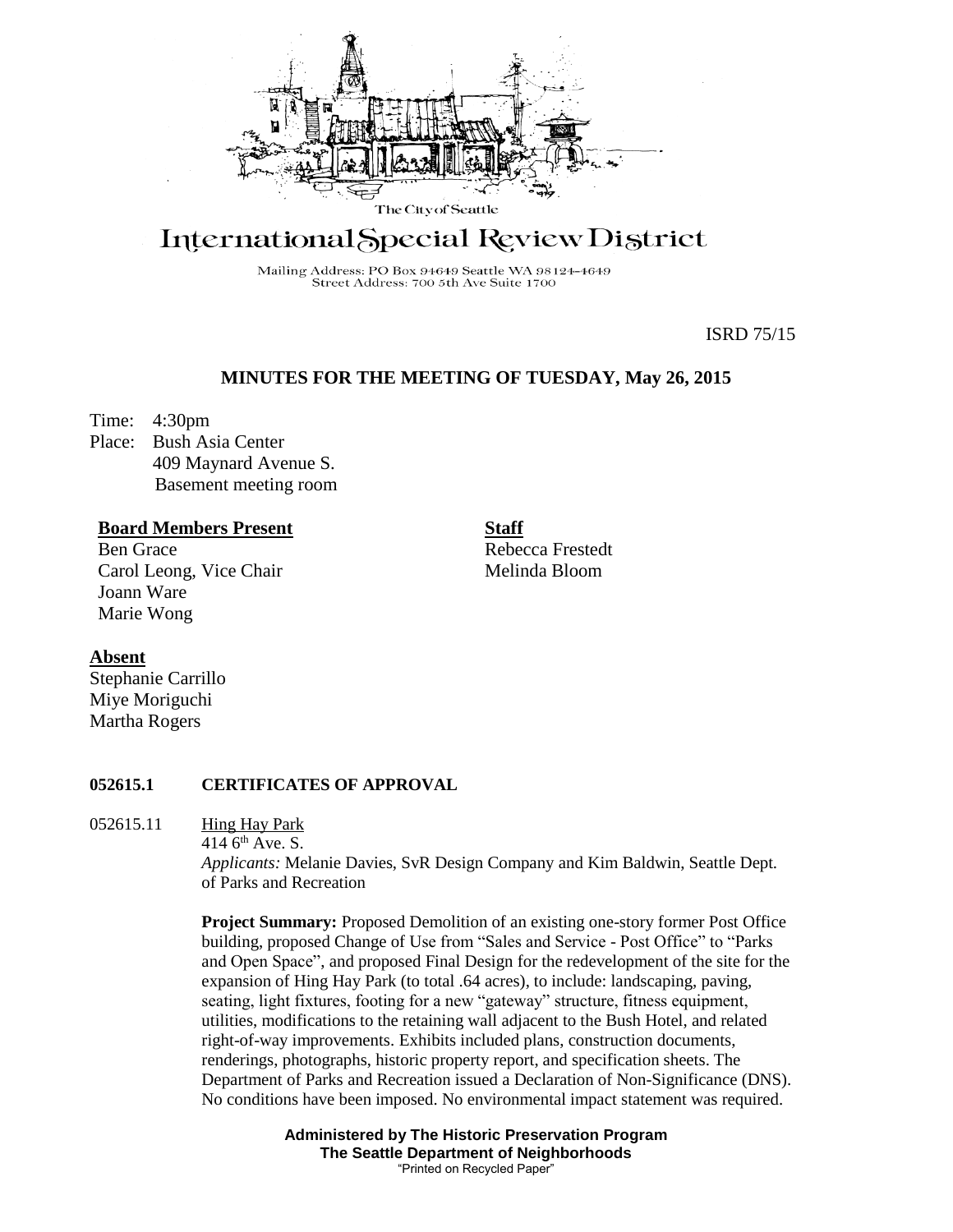The City of Seattle

# International Special Review District

Mailing Address: PO Box 94649 Seattle WA 98124-4649
Street Address: 700 5th Ave Suite 1700

ISRD 75/15

## MINUTES FOR THE MEETING OF TUESDAY, May 26, 2015

Time: 4:30pm
Place: Bush Asia Center
409 Maynard Avenue S.
Basement meeting room

**Board Members Present**
Ben Grace
Carol Leong, Vice Chair
Joann Ware
Marie Wong

**Staff**
Rebecca Frestedt
Melinda Bloom

**Absent**
Stephanie Carrillo
Miye Moriguchi
Martha Rogers

### 052615.1 CERTIFICATES OF APPROVAL

052615.11 Hing Hay Park
414 6th Ave. S.
*Applicants:* Melanie Davies, SvR Design Company and Kim Baldwin, Seattle Dept. of Parks and Recreation

**Project Summary:** Proposed Demolition of an existing one-story former Post Office building, proposed Change of Use from "Sales and Service - Post Office" to "Parks and Open Space", and proposed Final Design for the redevelopment of the site for the expansion of Hing Hay Park (to total .64 acres), to include: landscaping, paving, seating, light fixtures, footing for a new "gateway" structure, fitness equipment, utilities, modifications to the retaining wall adjacent to the Bush Hotel, and related right-of-way improvements. Exhibits included plans, construction documents, renderings, photographs, historic property report, and specification sheets. The Department of Parks and Recreation issued a Declaration of Non-Significance (DNS). No conditions have been imposed. No environmental impact statement was required.

**Administered by The Historic Preservation Program**
**The Seattle Department of Neighborhoods**
"Printed on Recycled Paper"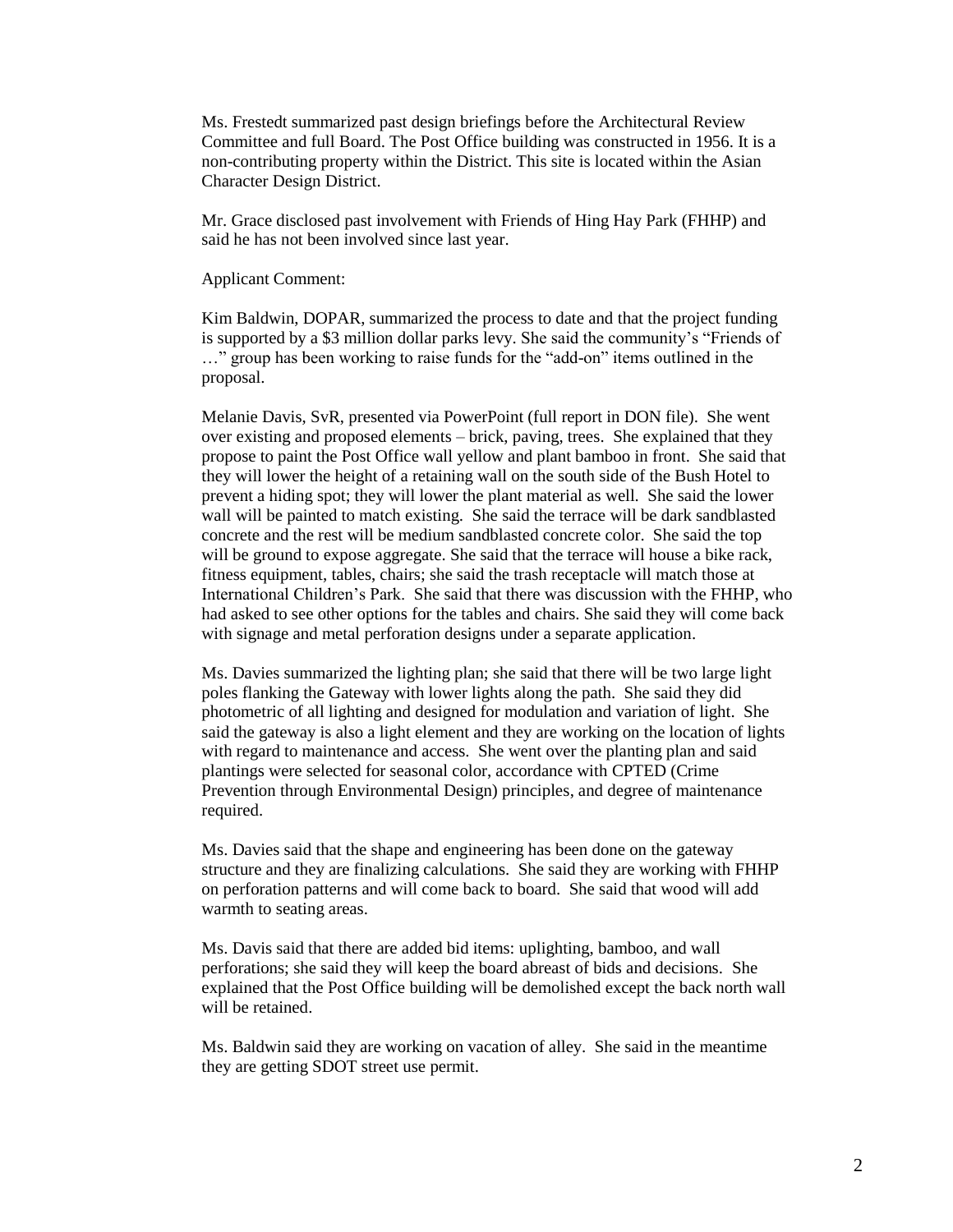Ms. Frestedt summarized past design briefings before the Architectural Review Committee and full Board. The Post Office building was constructed in 1956. It is a non-contributing property within the District. This site is located within the Asian Character Design District.

Mr. Grace disclosed past involvement with Friends of Hing Hay Park (FHHP) and said he has not been involved since last year.

Applicant Comment:

Kim Baldwin, DOPAR, summarized the process to date and that the project funding is supported by a $3 million dollar parks levy. She said the community's "Friends of …" group has been working to raise funds for the "add-on" items outlined in the proposal.

Melanie Davis, SvR, presented via PowerPoint (full report in DON file). She went over existing and proposed elements – brick, paving, trees. She explained that they propose to paint the Post Office wall yellow and plant bamboo in front. She said that they will lower the height of a retaining wall on the south side of the Bush Hotel to prevent a hiding spot; they will lower the plant material as well. She said the lower wall will be painted to match existing. She said the terrace will be dark sandblasted concrete and the rest will be medium sandblasted concrete color. She said the top will be ground to expose aggregate. She said that the terrace will house a bike rack, fitness equipment, tables, chairs; she said the trash receptacle will match those at International Children's Park. She said that there was discussion with the FHHP, who had asked to see other options for the tables and chairs. She said they will come back with signage and metal perforation designs under a separate application.

Ms. Davies summarized the lighting plan; she said that there will be two large light poles flanking the Gateway with lower lights along the path. She said they did photometric of all lighting and designed for modulation and variation of light. She said the gateway is also a light element and they are working on the location of lights with regard to maintenance and access. She went over the planting plan and said plantings were selected for seasonal color, accordance with CPTED (Crime Prevention through Environmental Design) principles, and degree of maintenance required.

Ms. Davies said that the shape and engineering has been done on the gateway structure and they are finalizing calculations. She said they are working with FHHP on perforation patterns and will come back to board. She said that wood will add warmth to seating areas.

Ms. Davis said that there are added bid items: uplighting, bamboo, and wall perforations; she said they will keep the board abreast of bids and decisions. She explained that the Post Office building will be demolished except the back north wall will be retained.

Ms. Baldwin said they are working on vacation of alley. She said in the meantime they are getting SDOT street use permit.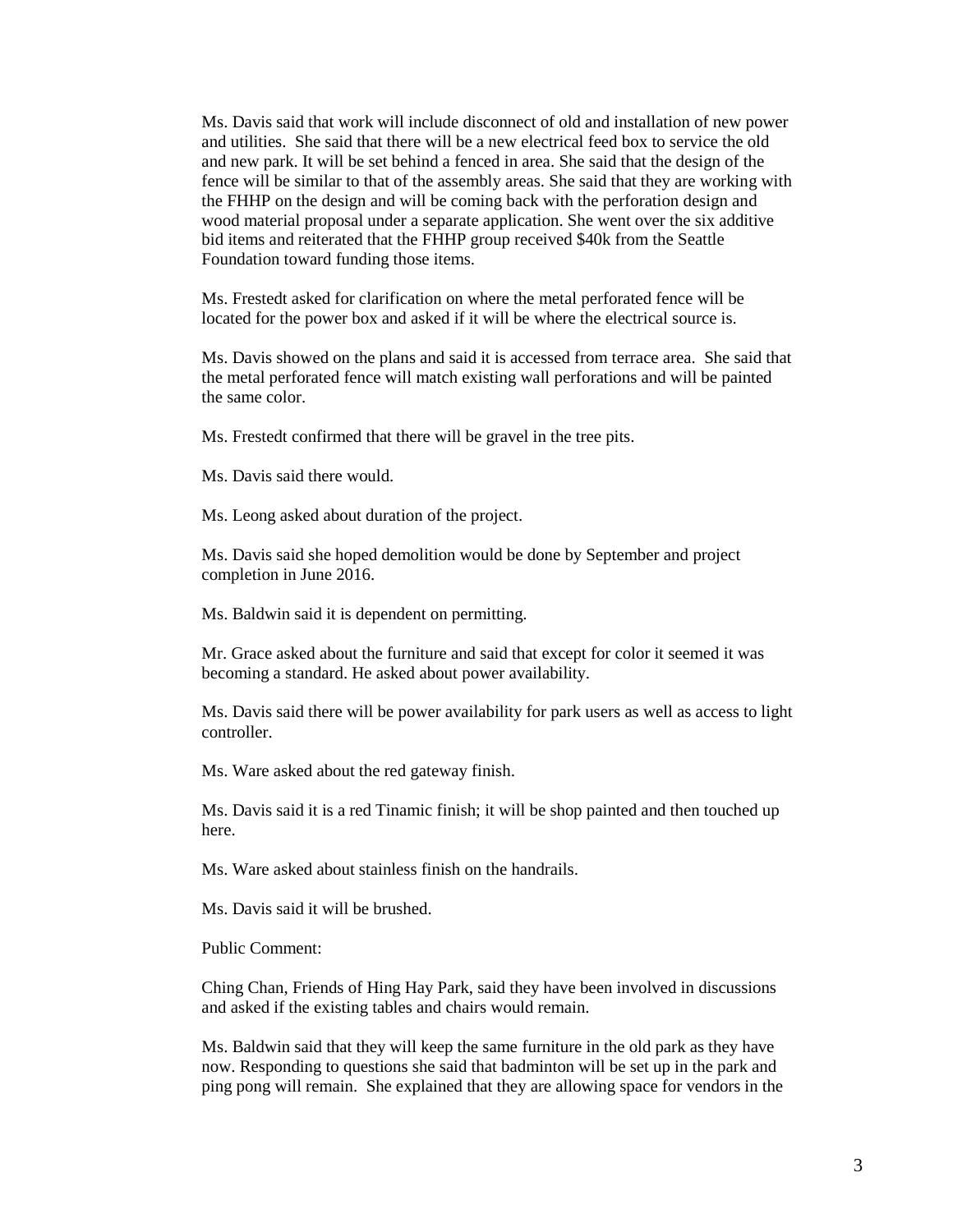Ms. Davis said that work will include disconnect of old and installation of new power and utilities. She said that there will be a new electrical feed box to service the old and new park. It will be set behind a fenced in area. She said that the design of the fence will be similar to that of the assembly areas. She said that they are working with the FHHP on the design and will be coming back with the perforation design and wood material proposal under a separate application. She went over the six additive bid items and reiterated that the FHHP group received $40k from the Seattle Foundation toward funding those items.

Ms. Frestedt asked for clarification on where the metal perforated fence will be located for the power box and asked if it will be where the electrical source is.

Ms. Davis showed on the plans and said it is accessed from terrace area. She said that the metal perforated fence will match existing wall perforations and will be painted the same color.

Ms. Frestedt confirmed that there will be gravel in the tree pits.

Ms. Davis said there would.

Ms. Leong asked about duration of the project.

Ms. Davis said she hoped demolition would be done by September and project completion in June 2016.

Ms. Baldwin said it is dependent on permitting.

Mr. Grace asked about the furniture and said that except for color it seemed it was becoming a standard. He asked about power availability.

Ms. Davis said there will be power availability for park users as well as access to light controller.

Ms. Ware asked about the red gateway finish.

Ms. Davis said it is a red Tinamic finish; it will be shop painted and then touched up here.

Ms. Ware asked about stainless finish on the handrails.

Ms. Davis said it will be brushed.

Public Comment:

Ching Chan, Friends of Hing Hay Park, said they have been involved in discussions and asked if the existing tables and chairs would remain.

Ms. Baldwin said that they will keep the same furniture in the old park as they have now. Responding to questions she said that badminton will be set up in the park and ping pong will remain. She explained that they are allowing space for vendors in the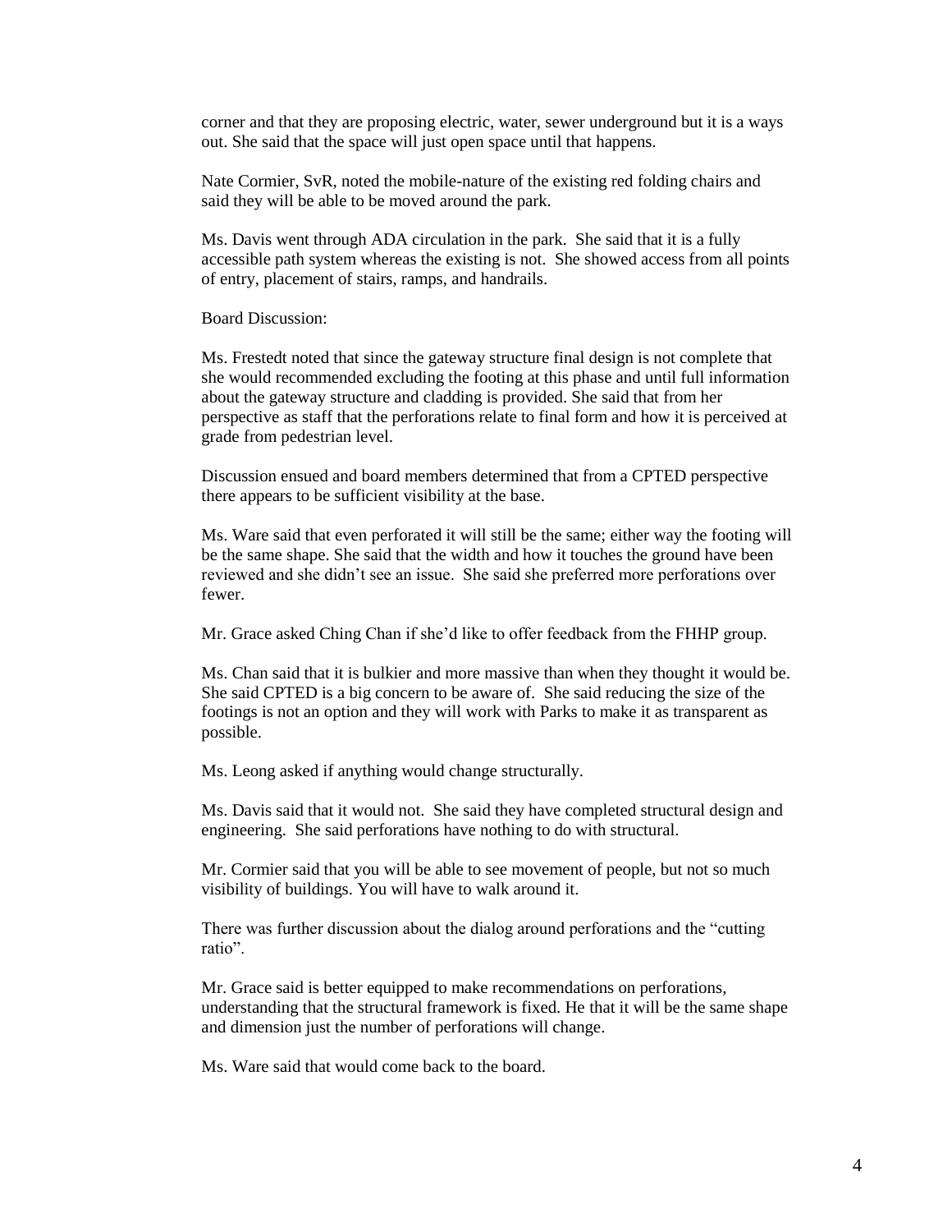corner and that they are proposing electric, water, sewer underground but it is a ways out. She said that the space will just open space until that happens.

Nate Cormier, SvR, noted the mobile-nature of the existing red folding chairs and said they will be able to be moved around the park.

Ms. Davis went through ADA circulation in the park. She said that it is a fully accessible path system whereas the existing is not. She showed access from all points of entry, placement of stairs, ramps, and handrails.

Board Discussion:

Ms. Frestedt noted that since the gateway structure final design is not complete that she would recommended excluding the footing at this phase and until full information about the gateway structure and cladding is provided. She said that from her perspective as staff that the perforations relate to final form and how it is perceived at grade from pedestrian level.

Discussion ensued and board members determined that from a CPTED perspective there appears to be sufficient visibility at the base.

Ms. Ware said that even perforated it will still be the same; either way the footing will be the same shape. She said that the width and how it touches the ground have been reviewed and she didn't see an issue. She said she preferred more perforations over fewer.

Mr. Grace asked Ching Chan if she'd like to offer feedback from the FHHP group.

Ms. Chan said that it is bulkier and more massive than when they thought it would be. She said CPTED is a big concern to be aware of. She said reducing the size of the footings is not an option and they will work with Parks to make it as transparent as possible.

Ms. Leong asked if anything would change structurally.

Ms. Davis said that it would not. She said they have completed structural design and engineering. She said perforations have nothing to do with structural.

Mr. Cormier said that you will be able to see movement of people, but not so much visibility of buildings. You will have to walk around it.

There was further discussion about the dialog around perforations and the "cutting ratio".

Mr. Grace said is better equipped to make recommendations on perforations, understanding that the structural framework is fixed. He that it will be the same shape and dimension just the number of perforations will change.

Ms. Ware said that would come back to the board.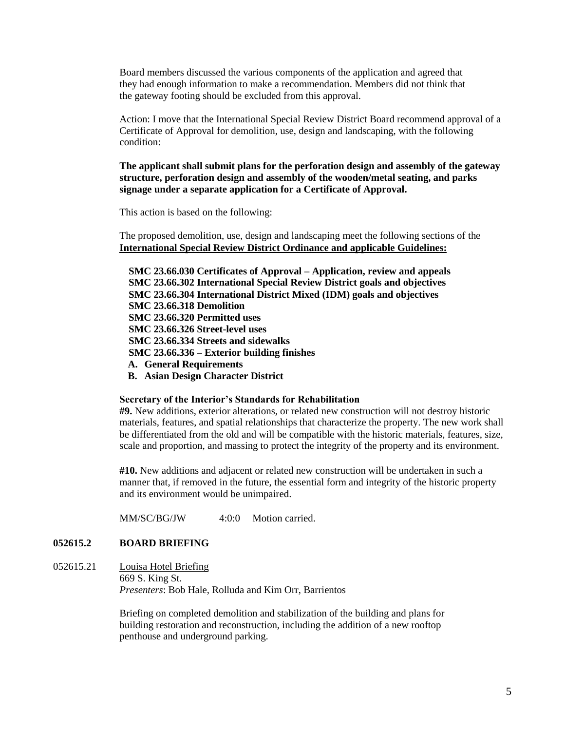Board members discussed the various components of the application and agreed that they had enough information to make a recommendation. Members did not think that the gateway footing should be excluded from this approval.

Action: I move that the International Special Review District Board recommend approval of a Certificate of Approval for demolition, use, design and landscaping, with the following condition:

**The applicant shall submit plans for the perforation design and assembly of the gateway structure, perforation design and assembly of the wooden/metal seating, and parks signage under a separate application for a Certificate of Approval.**

This action is based on the following:

The proposed demolition, use, design and landscaping meet the following sections of the **International Special Review District Ordinance and applicable Guidelines:**

**SMC 23.66.030 Certificates of Approval – Application, review and appeals**
**SMC 23.66.302 International Special Review District goals and objectives**
**SMC 23.66.304 International District Mixed (IDM) goals and objectives**
**SMC 23.66.318 Demolition**
**SMC 23.66.320 Permitted uses**
**SMC 23.66.326 Street-level uses**
**SMC 23.66.334 Streets and sidewalks**
**SMC 23.66.336 – Exterior building finishes**

**A. General Requirements**
**B. Asian Design Character District**

**Secretary of the Interior's Standards for Rehabilitation**

**#9.** New additions, exterior alterations, or related new construction will not destroy historic materials, features, and spatial relationships that characterize the property. The new work shall be differentiated from the old and will be compatible with the historic materials, features, size, scale and proportion, and massing to protect the integrity of the property and its environment.

**#10.** New additions and adjacent or related new construction will be undertaken in such a manner that, if removed in the future, the essential form and integrity of the historic property and its environment would be unimpaired.

MM/SC/BG/JW 4:0:0 Motion carried.

## 052615.2 BOARD BRIEFING

052615.21 Louisa Hotel Briefing
669 S. King St.
*Presenters*: Bob Hale, Rolluda and Kim Orr, Barrientos

Briefing on completed demolition and stabilization of the building and plans for building restoration and reconstruction, including the addition of a new rooftop penthouse and underground parking.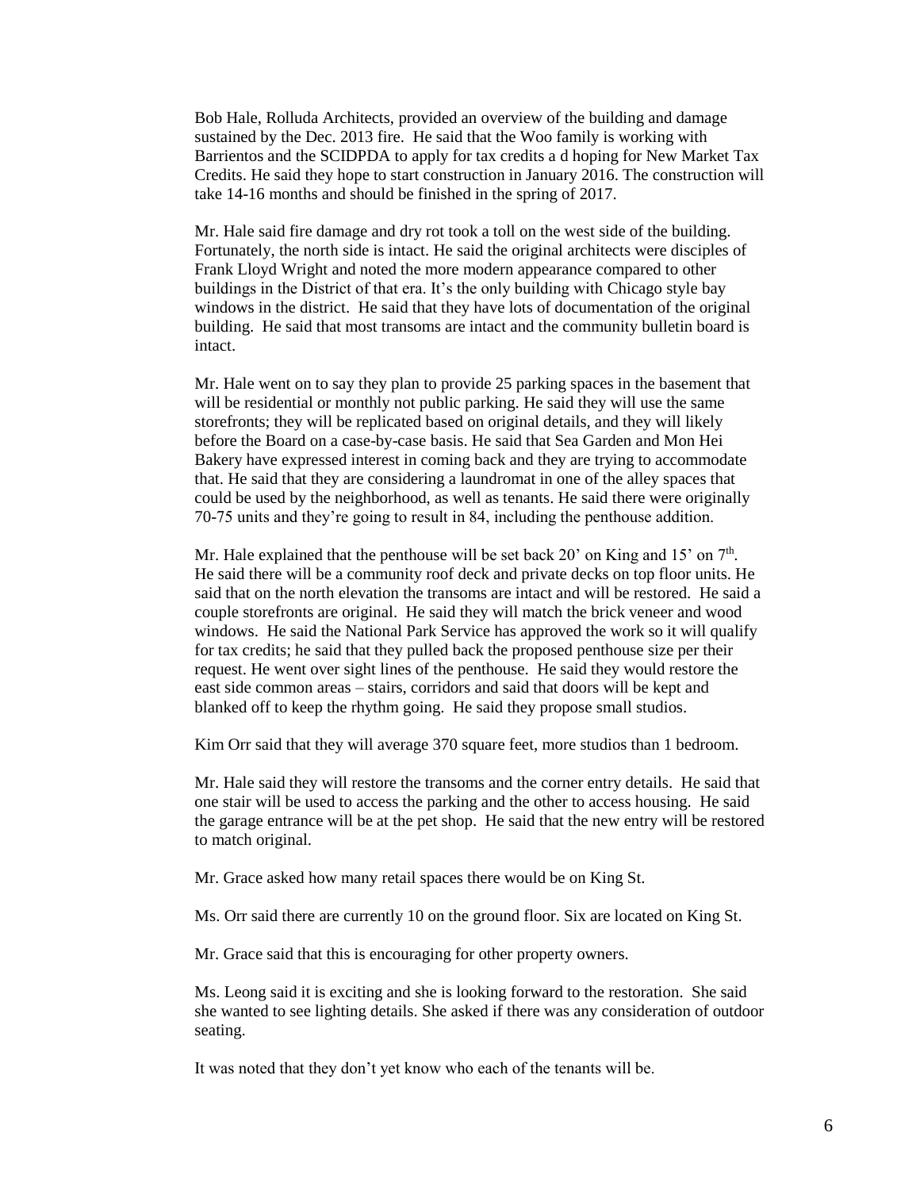Bob Hale, Rolluda Architects, provided an overview of the building and damage sustained by the Dec. 2013 fire. He said that the Woo family is working with Barrientos and the SCIDPDA to apply for tax credits a d hoping for New Market Tax Credits. He said they hope to start construction in January 2016. The construction will take 14-16 months and should be finished in the spring of 2017.

Mr. Hale said fire damage and dry rot took a toll on the west side of the building. Fortunately, the north side is intact. He said the original architects were disciples of Frank Lloyd Wright and noted the more modern appearance compared to other buildings in the District of that era. It's the only building with Chicago style bay windows in the district. He said that they have lots of documentation of the original building. He said that most transoms are intact and the community bulletin board is intact.

Mr. Hale went on to say they plan to provide 25 parking spaces in the basement that will be residential or monthly not public parking. He said they will use the same storefronts; they will be replicated based on original details, and they will likely before the Board on a case-by-case basis. He said that Sea Garden and Mon Hei Bakery have expressed interest in coming back and they are trying to accommodate that. He said that they are considering a laundromat in one of the alley spaces that could be used by the neighborhood, as well as tenants. He said there were originally 70-75 units and they're going to result in 84, including the penthouse addition.

Mr. Hale explained that the penthouse will be set back 20' on King and 15' on 7th. He said there will be a community roof deck and private decks on top floor units. He said that on the north elevation the transoms are intact and will be restored. He said a couple storefronts are original. He said they will match the brick veneer and wood windows. He said the National Park Service has approved the work so it will qualify for tax credits; he said that they pulled back the proposed penthouse size per their request. He went over sight lines of the penthouse. He said they would restore the east side common areas – stairs, corridors and said that doors will be kept and blanked off to keep the rhythm going. He said they propose small studios.

Kim Orr said that they will average 370 square feet, more studios than 1 bedroom.

Mr. Hale said they will restore the transoms and the corner entry details. He said that one stair will be used to access the parking and the other to access housing. He said the garage entrance will be at the pet shop. He said that the new entry will be restored to match original.

Mr. Grace asked how many retail spaces there would be on King St.

Ms. Orr said there are currently 10 on the ground floor. Six are located on King St.

Mr. Grace said that this is encouraging for other property owners.

Ms. Leong said it is exciting and she is looking forward to the restoration. She said she wanted to see lighting details. She asked if there was any consideration of outdoor seating.

It was noted that they don't yet know who each of the tenants will be.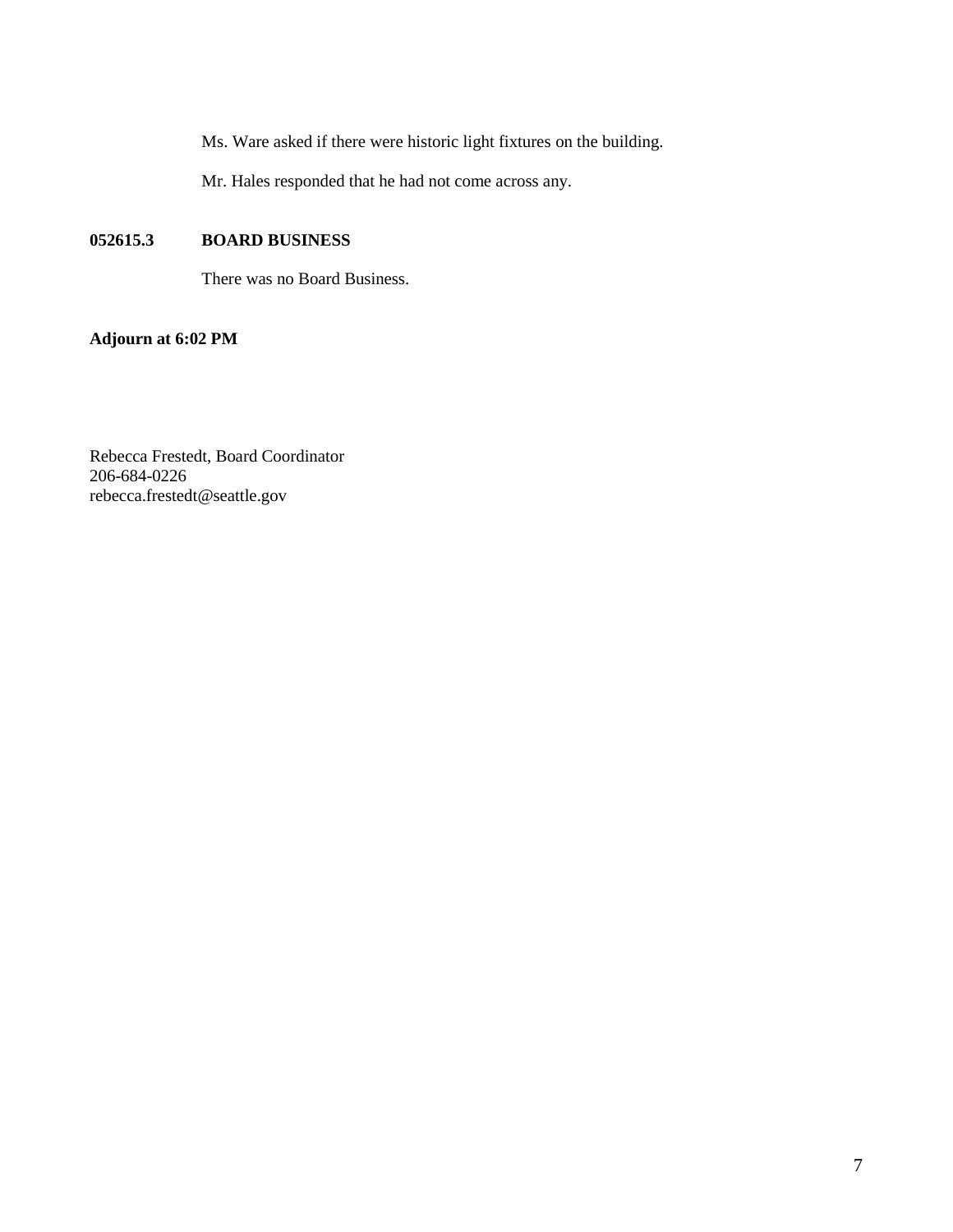Ms. Ware asked if there were historic light fixtures on the building.

Mr. Hales responded that he had not come across any.

**052615.3 BOARD BUSINESS**

There was no Board Business.

**Adjourn at 6:02 PM**

Rebecca Frestedt, Board Coordinator
206-684-0226
rebecca.frestedt@seattle.gov